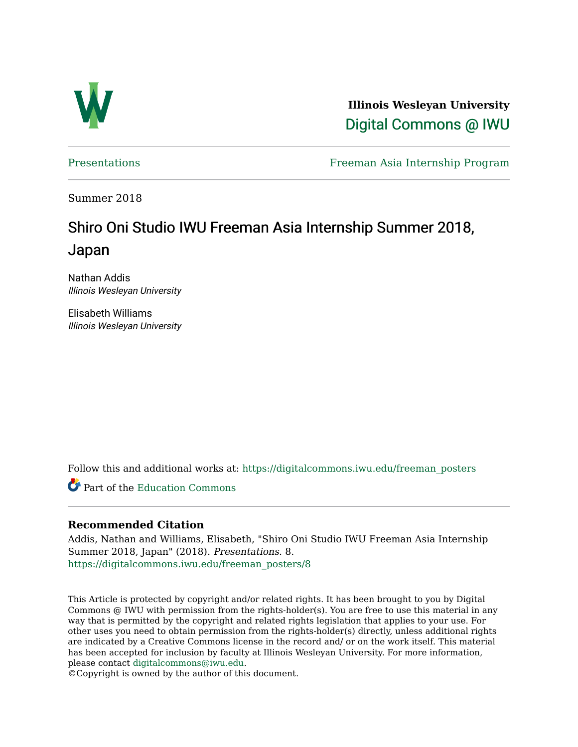**Illinois Wesleyan University**

Digital Commons @ IWU

Presentations | Freeman Asia Internship Program

Summer 2018

# Shiro Oni Studio IWU Freeman Asia Internship Summer 2018, Japan

Nathan Addis
*Illinois Wesleyan University*

Elisabeth Williams
*Illinois Wesleyan University*

Follow this and additional works at: https://digitalcommons.iwu.edu/freeman_posters

Part of the Education Commons

## Recommended Citation

Addis, Nathan and Williams, Elisabeth, "Shiro Oni Studio IWU Freeman Asia Internship Summer 2018, Japan" (2018). *Presentations*. 8.
https://digitalcommons.iwu.edu/freeman_posters/8

This Article is protected by copyright and/or related rights. It has been brought to you by Digital Commons @ IWU with permission from the rights-holder(s). You are free to use this material in any way that is permitted by the copyright and related rights legislation that applies to your use. For other uses you need to obtain permission from the rights-holder(s) directly, unless additional rights are indicated by a Creative Commons license in the record and/ or on the work itself. This material has been accepted for inclusion by faculty at Illinois Wesleyan University. For more information, please contact digitalcommons@iwu.edu.
©Copyright is owned by the author of this document.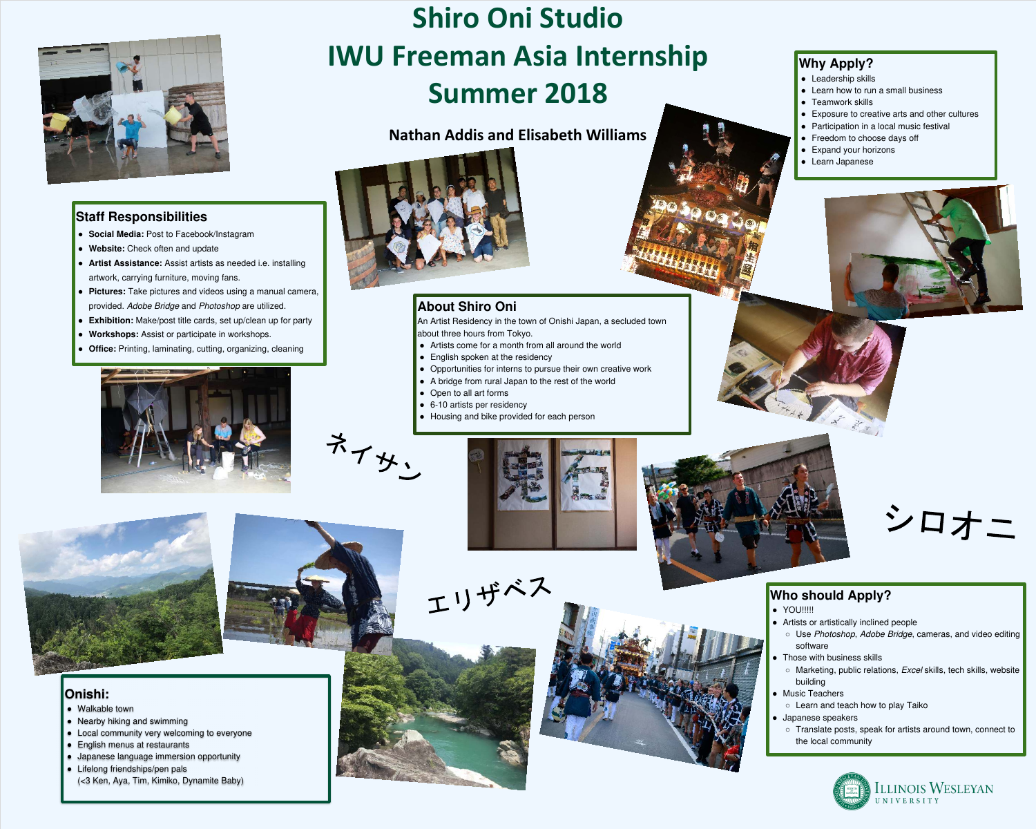# Shiro Oni Studio
# IWU Freeman Asia Internship
# Summer 2018

**Nathan Addis and Elisabeth Williams**

## Staff Responsibilities

- **Social Media:** Post to Facebook/Instagram
- **Website:** Check often and update
- **Artist Assistance:** Assist artists as needed i.e. installing artwork, carrying furniture, moving fans.
- **Pictures:** Take pictures and videos using a manual camera, provided. *Adobe Bridge* and *Photoshop* are utilized.
- **Exhibition:** Make/post title cards, set up/clean up for party
- **Workshops:** Assist or participate in workshops.
- **Office:** Printing, laminating, cutting, organizing, cleaning

## About Shiro Oni

An Artist Residency in the town of Onishi Japan, a secluded town about three hours from Tokyo.

- Artists come for a month from all around the world
- English spoken at the residency
- Opportunities for interns to pursue their own creative work
- A bridge from rural Japan to the rest of the world
- Open to all art forms
- 6-10 artists per residency
- Housing and bike provided for each person

## Why Apply?

- Leadership skills
- Learn how to run a small business
- Teamwork skills
- Exposure to creative arts and other cultures
- Participation in a local music festival
- Freedom to choose days off
- Expand your horizons
- Learn Japanese

ネイサン

シロオニ

エリザベス

## Onishi:

- Walkable town
- Nearby hiking and swimming
- Local community very welcoming to everyone
- English menus at restaurants
- Japanese language immersion opportunity
- Lifelong friendships/pen pals (<3 Ken, Aya, Tim, Kimiko, Dynamite Baby)

## Who should Apply?

- YOU!!!!!
- Artists or artistically inclined people
  - Use *Photoshop*, *Adobe Bridge*, cameras, and video editing software
- Those with business skills
  - Marketing, public relations, *Excel* skills, tech skills, website building
- Music Teachers
  - Learn and teach how to play Taiko
- Japanese speakers
  - Translate posts, speak for artists around town, connect to the local community

Illinois Wesleyan University